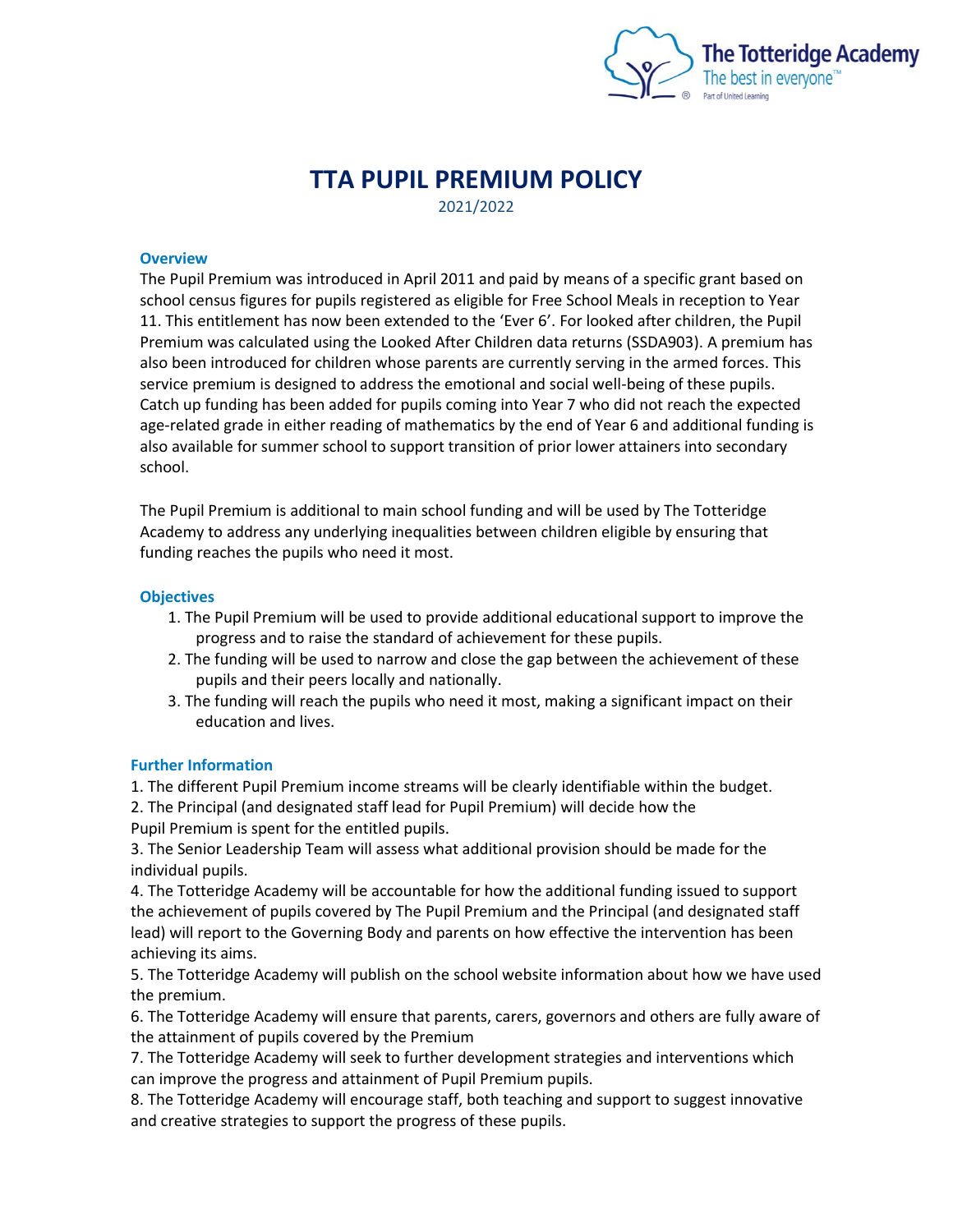# TTA PUPIL PREMIUM POLICY

2021/2022

### Overview

The Pupil Premium was introduced in April 2011 and paid by means of a specific grant based on school census figures for pupils registered as eligible for Free School Meals in reception to Year 11. This entitlement has now been extended to the 'Ever 6'. For looked after children, the Pupil Premium was calculated using the Looked After Children data returns (SSDA903). A premium has also been introduced for children whose parents are currently serving in the armed forces. This service premium is designed to address the emotional and social well-being of these pupils. Catch up funding has been added for pupils coming into Year 7 who did not reach the expected age-related grade in either reading of mathematics by the end of Year 6 and additional funding is also available for summer school to support transition of prior lower attainers into secondary school.

The Pupil Premium is additional to main school funding and will be used by The Totteridge Academy to address any underlying inequalities between children eligible by ensuring that funding reaches the pupils who need it most.

### Objectives

1. The Pupil Premium will be used to provide additional educational support to improve the progress and to raise the standard of achievement for these pupils.
2. The funding will be used to narrow and close the gap between the achievement of these pupils and their peers locally and nationally.
3. The funding will reach the pupils who need it most, making a significant impact on their education and lives.

### Further Information

1. The different Pupil Premium income streams will be clearly identifiable within the budget.
2. The Principal (and designated staff lead for Pupil Premium) will decide how the Pupil Premium is spent for the entitled pupils.
3. The Senior Leadership Team will assess what additional provision should be made for the individual pupils.
4. The Totteridge Academy will be accountable for how the additional funding issued to support the achievement of pupils covered by The Pupil Premium and the Principal (and designated staff lead) will report to the Governing Body and parents on how effective the intervention has been achieving its aims.
5. The Totteridge Academy will publish on the school website information about how we have used the premium.
6. The Totteridge Academy will ensure that parents, carers, governors and others are fully aware of the attainment of pupils covered by the Premium
7. The Totteridge Academy will seek to further development strategies and interventions which can improve the progress and attainment of Pupil Premium pupils.
8. The Totteridge Academy will encourage staff, both teaching and support to suggest innovative and creative strategies to support the progress of these pupils.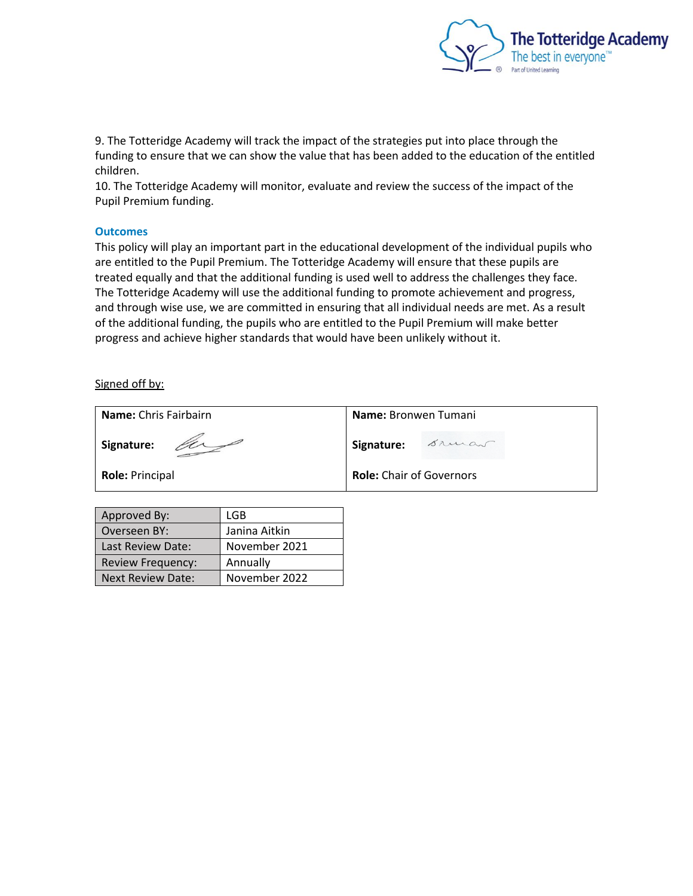9. The Totteridge Academy will track the impact of the strategies put into place through the funding to ensure that we can show the value that has been added to the education of the entitled children.
10. The Totteridge Academy will monitor, evaluate and review the success of the impact of the Pupil Premium funding.

### Outcomes

This policy will play an important part in the educational development of the individual pupils who are entitled to the Pupil Premium. The Totteridge Academy will ensure that these pupils are treated equally and that the additional funding is used well to address the challenges they face. The Totteridge Academy will use the additional funding to promote achievement and progress, and through wise use, we are committed in ensuring that all individual needs are met. As a result of the additional funding, the pupils who are entitled to the Pupil Premium will make better progress and achieve higher standards that would have been unlikely without it.

Signed off by:

| | |
|---|---|
| **Name:** Chris Fairbairn | **Name:** Bronwen Tumani |
| **Signature:** | **Signature:** |
| **Role:** Principal | **Role:** Chair of Governors |

| | |
|---|---|
| Approved By: | LGB |
| Overseen BY: | Janina Aitkin |
| Last Review Date: | November 2021 |
| Review Frequency: | Annually |
| Next Review Date: | November 2022 |